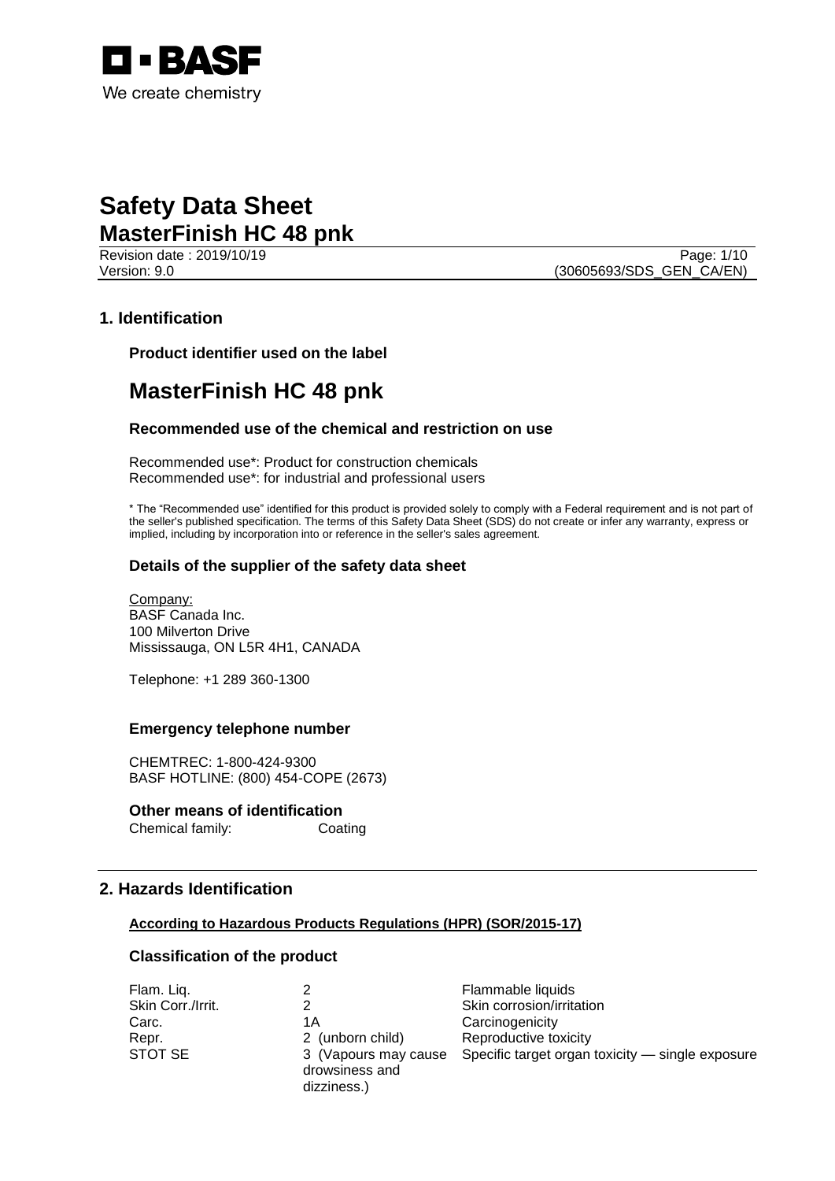BASF
We create chemistry

# Safety Data Sheet
# MasterFinish HC 48 pnk

Revision date : 2019/10/19
Version: 9.0 (30605693/SDS_GEN_CA/EN)

## 1. Identification

### Product identifier used on the label

# MasterFinish HC 48 pnk

### Recommended use of the chemical and restriction on use

Recommended use*: Product for construction chemicals
Recommended use*: for industrial and professional users

* The "Recommended use" identified for this product is provided solely to comply with a Federal requirement and is not part of the seller's published specification. The terms of this Safety Data Sheet (SDS) do not create or infer any warranty, express or implied, including by incorporation into or reference in the seller's sales agreement.

### Details of the supplier of the safety data sheet

Company:
BASF Canada Inc.
100 Milverton Drive
Mississauga, ON L5R 4H1, CANADA

Telephone: +1 289 360-1300

### Emergency telephone number

CHEMTREC: 1-800-424-9300
BASF HOTLINE: (800) 454-COPE (2673)

### Other means of identification

Chemical family: Coating

## 2. Hazards Identification

**According to Hazardous Products Regulations (HPR) (SOR/2015-17)**

### Classification of the product

| | | |
|---|---|---|
| Flam. Liq. | 2 | Flammable liquids |
| Skin Corr./Irrit. | 2 | Skin corrosion/irritation |
| Carc. | 1A | Carcinogenicity |
| Repr. | 2 (unborn child) | Reproductive toxicity |
| STOT SE | 3 (Vapours may cause drowsiness and dizziness.) | Specific target organ toxicity — single exposure |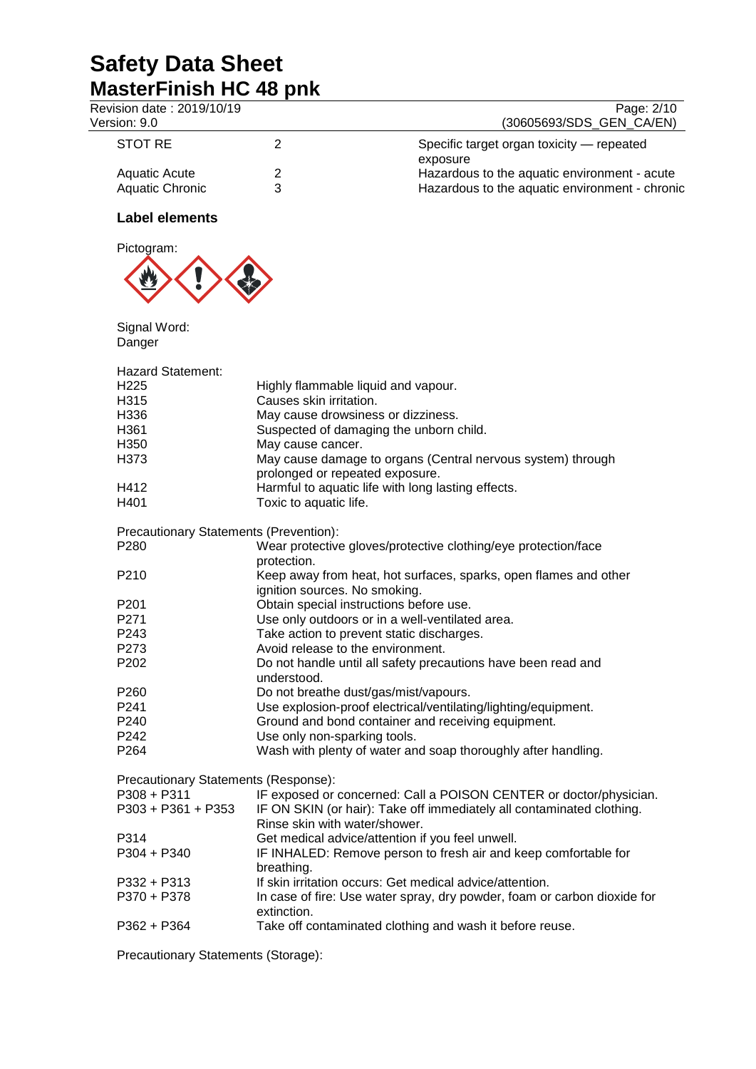| | | |
|---|---|---|
| STOT RE | 2 | Specific target organ toxicity — repeated exposure |
| Aquatic Acute | 2 | Hazardous to the aquatic environment - acute |
| Aquatic Chronic | 3 | Hazardous to the aquatic environment - chronic |

### Label elements

Pictogram:

Signal Word:
Danger

Hazard Statement:

| | |
|---|---|
| H225 | Highly flammable liquid and vapour. |
| H315 | Causes skin irritation. |
| H336 | May cause drowsiness or dizziness. |
| H361 | Suspected of damaging the unborn child. |
| H350 | May cause cancer. |
| H373 | May cause damage to organs (Central nervous system) through prolonged or repeated exposure. |
| H412 | Harmful to aquatic life with long lasting effects. |
| H401 | Toxic to aquatic life. |

Precautionary Statements (Prevention):

| | |
|---|---|
| P280 | Wear protective gloves/protective clothing/eye protection/face protection. |
| P210 | Keep away from heat, hot surfaces, sparks, open flames and other ignition sources. No smoking. |
| P201 | Obtain special instructions before use. |
| P271 | Use only outdoors or in a well-ventilated area. |
| P243 | Take action to prevent static discharges. |
| P273 | Avoid release to the environment. |
| P202 | Do not handle until all safety precautions have been read and understood. |
| P260 | Do not breathe dust/gas/mist/vapours. |
| P241 | Use explosion-proof electrical/ventilating/lighting/equipment. |
| P240 | Ground and bond container and receiving equipment. |
| P242 | Use only non-sparking tools. |
| P264 | Wash with plenty of water and soap thoroughly after handling. |

Precautionary Statements (Response):

| | |
|---|---|
| P308 + P311 | IF exposed or concerned: Call a POISON CENTER or doctor/physician. |
| P303 + P361 + P353 | IF ON SKIN (or hair): Take off immediately all contaminated clothing. Rinse skin with water/shower. |
| P314 | Get medical advice/attention if you feel unwell. |
| P304 + P340 | IF INHALED: Remove person to fresh air and keep comfortable for breathing. |
| P332 + P313 | If skin irritation occurs: Get medical advice/attention. |
| P370 + P378 | In case of fire: Use water spray, dry powder, foam or carbon dioxide for extinction. |
| P362 + P364 | Take off contaminated clothing and wash it before reuse. |

Precautionary Statements (Storage):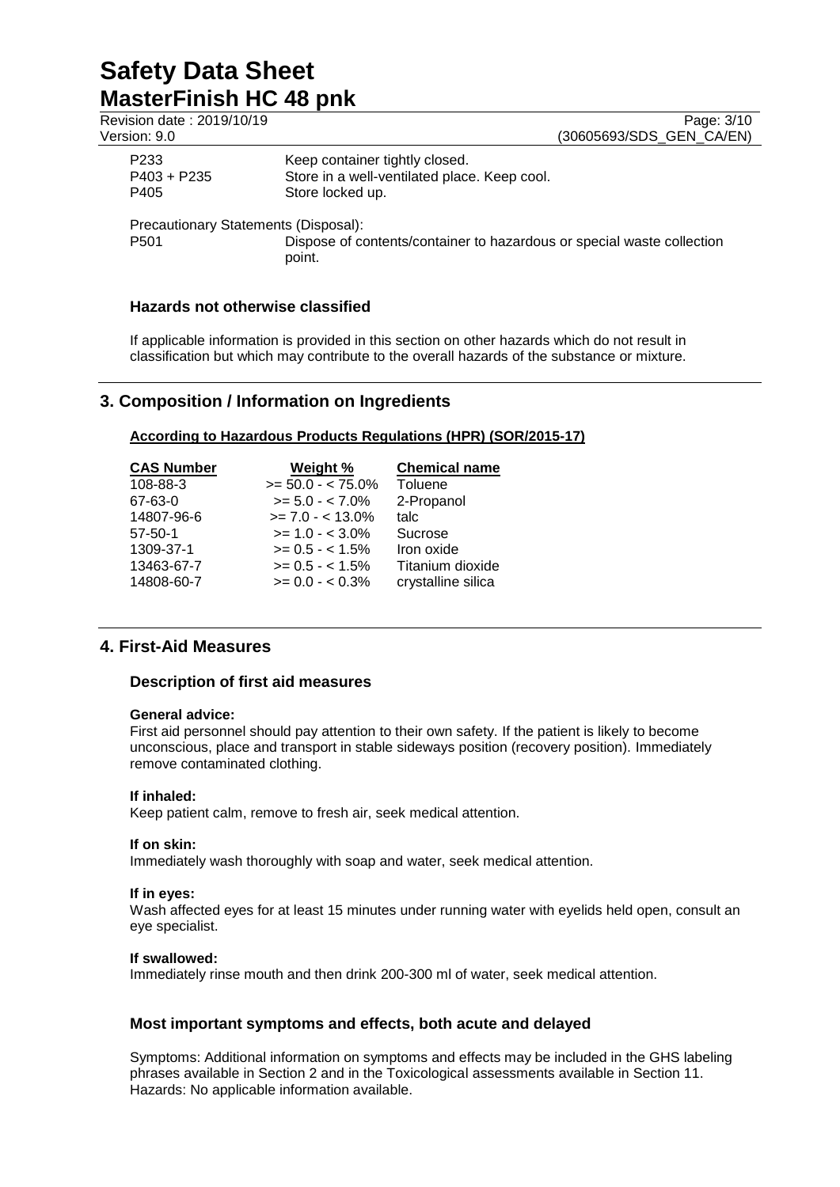| | |
|---|---|
| P233 | Keep container tightly closed. |
| P403 + P235 | Store in a well-ventilated place. Keep cool. |
| P405 | Store locked up. |

Precautionary Statements (Disposal):

| | |
|---|---|
| P501 | Dispose of contents/container to hazardous or special waste collection point. |

### Hazards not otherwise classified

If applicable information is provided in this section on other hazards which do not result in classification but which may contribute to the overall hazards of the substance or mixture.

## 3. Composition / Information on Ingredients

**According to Hazardous Products Regulations (HPR) (SOR/2015-17)**

| CAS Number | Weight % | Chemical name |
|---|---|---|
| 108-88-3 | >= 50.0 - < 75.0% | Toluene |
| 67-63-0 | >= 5.0 - < 7.0% | 2-Propanol |
| 14807-96-6 | >= 7.0 - < 13.0% | talc |
| 57-50-1 | >= 1.0 - < 3.0% | Sucrose |
| 1309-37-1 | >= 0.5 - < 1.5% | Iron oxide |
| 13463-67-7 | >= 0.5 - < 1.5% | Titanium dioxide |
| 14808-60-7 | >= 0.0 - < 0.3% | crystalline silica |

## 4. First-Aid Measures

### Description of first aid measures

**General advice:**
First aid personnel should pay attention to their own safety. If the patient is likely to become unconscious, place and transport in stable sideways position (recovery position). Immediately remove contaminated clothing.

**If inhaled:**
Keep patient calm, remove to fresh air, seek medical attention.

**If on skin:**
Immediately wash thoroughly with soap and water, seek medical attention.

**If in eyes:**
Wash affected eyes for at least 15 minutes under running water with eyelids held open, consult an eye specialist.

**If swallowed:**
Immediately rinse mouth and then drink 200-300 ml of water, seek medical attention.

### Most important symptoms and effects, both acute and delayed

Symptoms: Additional information on symptoms and effects may be included in the GHS labeling phrases available in Section 2 and in the Toxicological assessments available in Section 11.
Hazards: No applicable information available.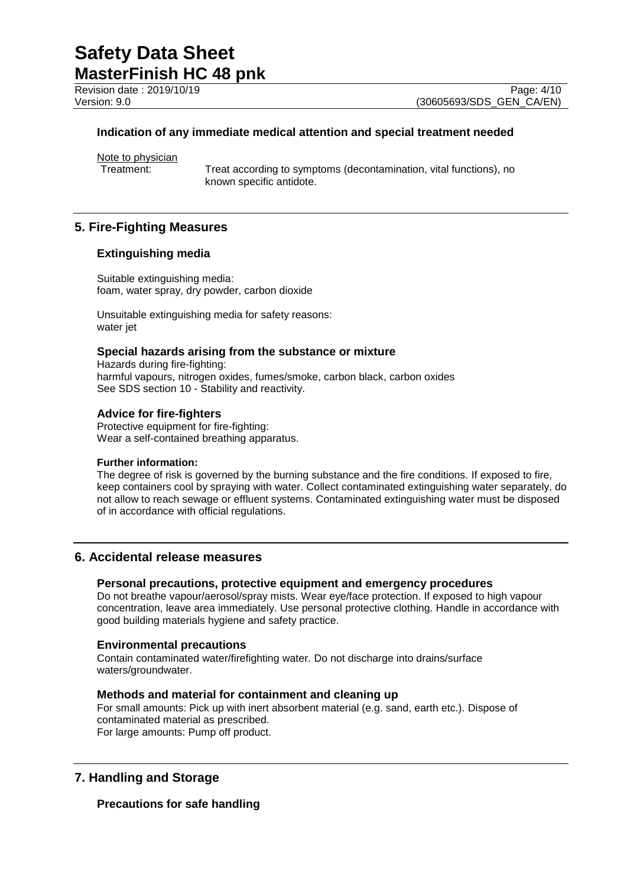**Indication of any immediate medical attention and special treatment needed**

Note to physician

Treatment: Treat according to symptoms (decontamination, vital functions), no known specific antidote.

## 5. Fire-Fighting Measures

### Extinguishing media

Suitable extinguishing media:
foam, water spray, dry powder, carbon dioxide

Unsuitable extinguishing media for safety reasons:
water jet

### Special hazards arising from the substance or mixture

Hazards during fire-fighting:
harmful vapours, nitrogen oxides, fumes/smoke, carbon black, carbon oxides
See SDS section 10 - Stability and reactivity.

### Advice for fire-fighters

Protective equipment for fire-fighting:
Wear a self-contained breathing apparatus.

**Further information:**

The degree of risk is governed by the burning substance and the fire conditions. If exposed to fire, keep containers cool by spraying with water. Collect contaminated extinguishing water separately, do not allow to reach sewage or effluent systems. Contaminated extinguishing water must be disposed of in accordance with official regulations.

## 6. Accidental release measures

### Personal precautions, protective equipment and emergency procedures

Do not breathe vapour/aerosol/spray mists. Wear eye/face protection. If exposed to high vapour concentration, leave area immediately. Use personal protective clothing. Handle in accordance with good building materials hygiene and safety practice.

### Environmental precautions

Contain contaminated water/firefighting water. Do not discharge into drains/surface waters/groundwater.

### Methods and material for containment and cleaning up

For small amounts: Pick up with inert absorbent material (e.g. sand, earth etc.). Dispose of contaminated material as prescribed.
For large amounts: Pump off product.

## 7. Handling and Storage

### Precautions for safe handling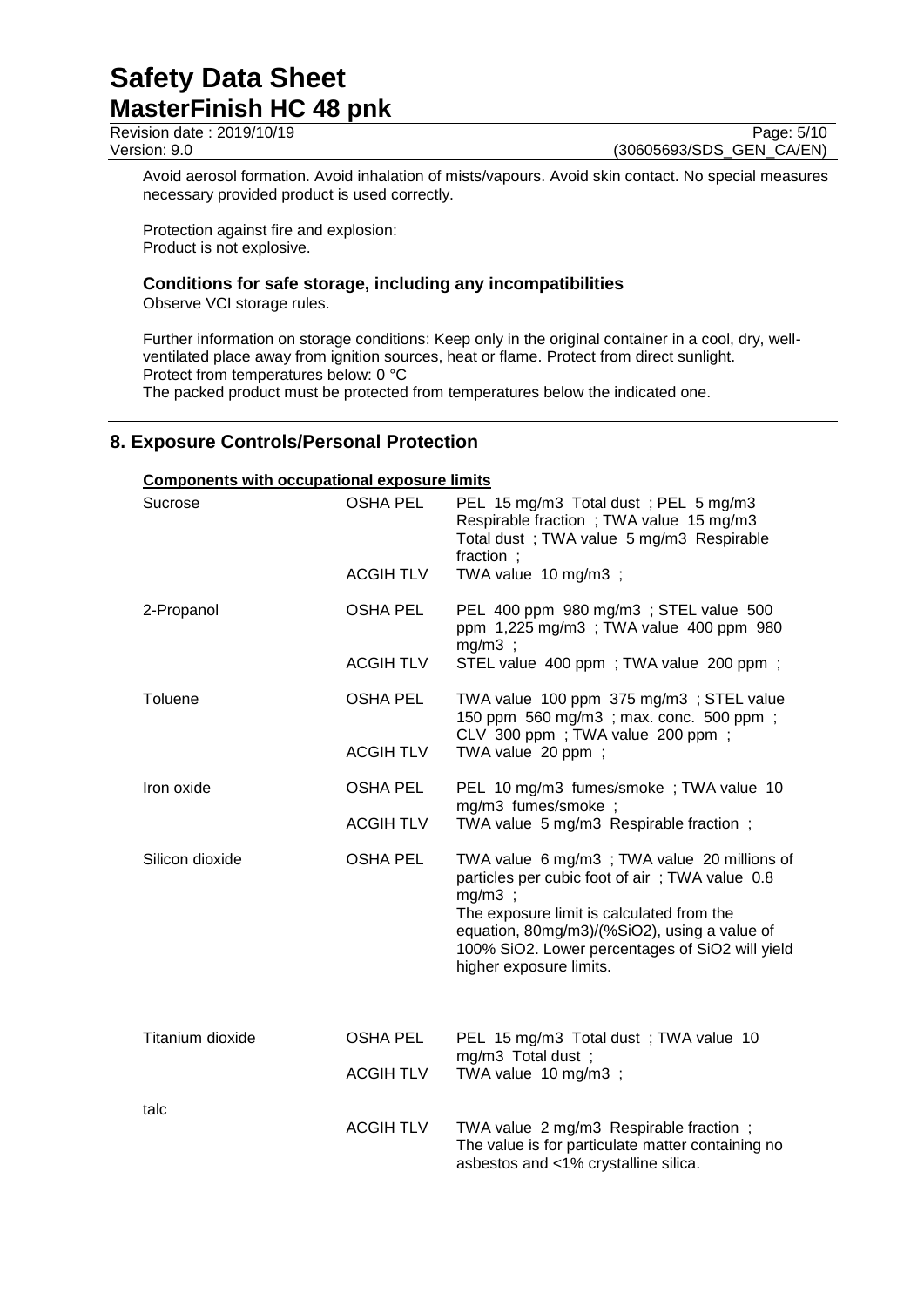Avoid aerosol formation. Avoid inhalation of mists/vapours. Avoid skin contact. No special measures necessary provided product is used correctly.

Protection against fire and explosion:
Product is not explosive.

### Conditions for safe storage, including any incompatibilities

Observe VCI storage rules.

Further information on storage conditions: Keep only in the original container in a cool, dry, well-ventilated place away from ignition sources, heat or flame. Protect from direct sunlight.
Protect from temperatures below: 0 °C
The packed product must be protected from temperatures below the indicated one.

## 8. Exposure Controls/Personal Protection

**Components with occupational exposure limits**

| Component | Type | Value |
|---|---|---|
| Sucrose | OSHA PEL | PEL 15 mg/m3 Total dust ; PEL 5 mg/m3 Respirable fraction ; TWA value 15 mg/m3 Total dust ; TWA value 5 mg/m3 Respirable fraction ; |
| | ACGIH TLV | TWA value 10 mg/m3 ; |
| 2-Propanol | OSHA PEL | PEL 400 ppm 980 mg/m3 ; STEL value 500 ppm 1,225 mg/m3 ; TWA value 400 ppm 980 mg/m3 ; |
| | ACGIH TLV | STEL value 400 ppm ; TWA value 200 ppm ; |
| Toluene | OSHA PEL | TWA value 100 ppm 375 mg/m3 ; STEL value 150 ppm 560 mg/m3 ; max. conc. 500 ppm ; CLV 300 ppm ; TWA value 200 ppm ; |
| | ACGIH TLV | TWA value 20 ppm ; |
| Iron oxide | OSHA PEL | PEL 10 mg/m3 fumes/smoke ; TWA value 10 mg/m3 fumes/smoke ; |
| | ACGIH TLV | TWA value 5 mg/m3 Respirable fraction ; |
| Silicon dioxide | OSHA PEL | TWA value 6 mg/m3 ; TWA value 20 millions of particles per cubic foot of air ; TWA value 0.8 mg/m3 ; The exposure limit is calculated from the equation, 80mg/m3)/(%SiO2), using a value of 100% SiO2. Lower percentages of SiO2 will yield higher exposure limits. |
| Titanium dioxide | OSHA PEL | PEL 15 mg/m3 Total dust ; TWA value 10 mg/m3 Total dust ; |
| | ACGIH TLV | TWA value 10 mg/m3 ; |
| talc | ACGIH TLV | TWA value 2 mg/m3 Respirable fraction ; The value is for particulate matter containing no asbestos and <1% crystalline silica. |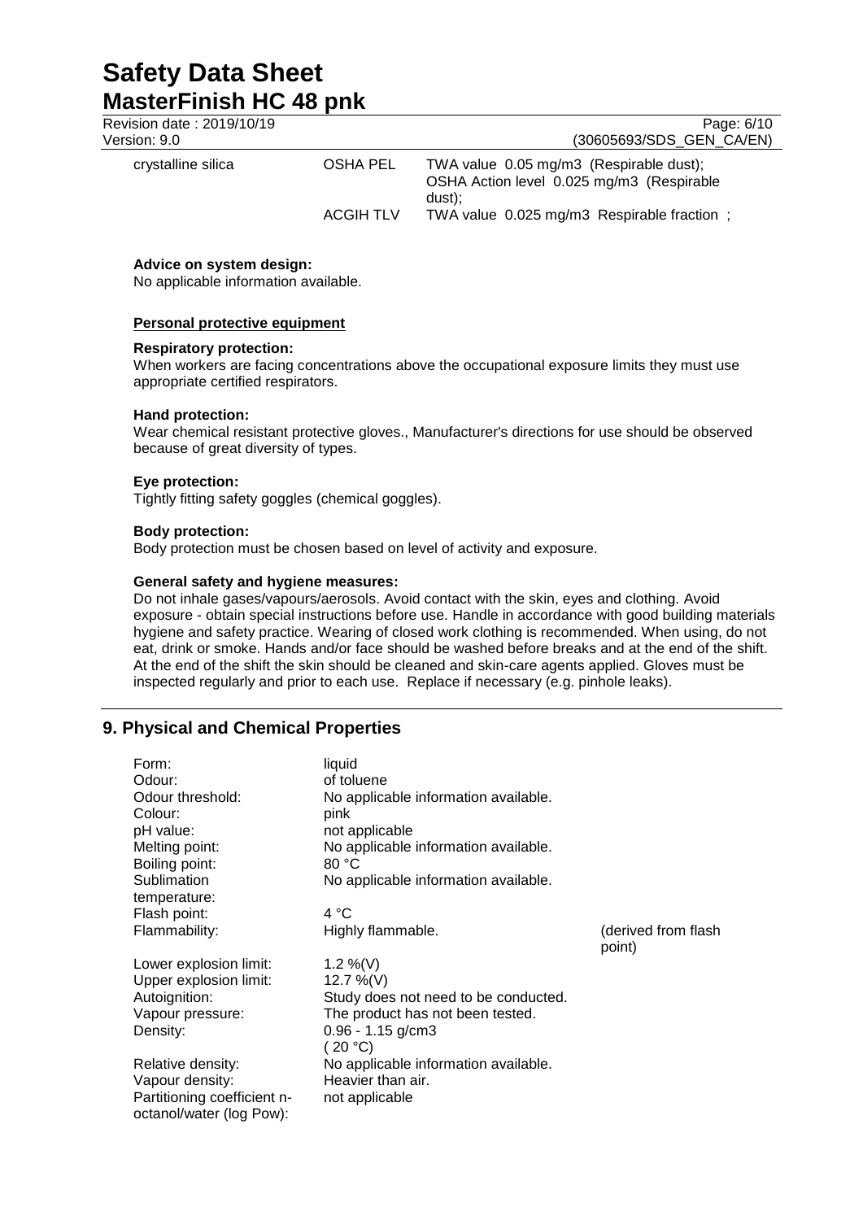| | | |
|---|---|---|
| crystalline silica | OSHA PEL | TWA value 0.05 mg/m3 (Respirable dust); OSHA Action level 0.025 mg/m3 (Respirable dust); |
| | ACGIH TLV | TWA value 0.025 mg/m3 Respirable fraction ; |

**Advice on system design:**
No applicable information available.

**Personal protective equipment**

**Respiratory protection:**
When workers are facing concentrations above the occupational exposure limits they must use appropriate certified respirators.

**Hand protection:**
Wear chemical resistant protective gloves., Manufacturer's directions for use should be observed because of great diversity of types.

**Eye protection:**
Tightly fitting safety goggles (chemical goggles).

**Body protection:**
Body protection must be chosen based on level of activity and exposure.

**General safety and hygiene measures:**
Do not inhale gases/vapours/aerosols. Avoid contact with the skin, eyes and clothing. Avoid exposure - obtain special instructions before use. Handle in accordance with good building materials hygiene and safety practice. Wearing of closed work clothing is recommended. When using, do not eat, drink or smoke. Hands and/or face should be washed before breaks and at the end of the shift. At the end of the shift the skin should be cleaned and skin-care agents applied. Gloves must be inspected regularly and prior to each use. Replace if necessary (e.g. pinhole leaks).

## 9. Physical and Chemical Properties

| | | |
|---|---|---|
| Form: | liquid | |
| Odour: | of toluene | |
| Odour threshold: | No applicable information available. | |
| Colour: | pink | |
| pH value: | not applicable | |
| Melting point: | No applicable information available. | |
| Boiling point: | 80 °C | |
| Sublimation temperature: | No applicable information available. | |
| Flash point: | 4 °C | |
| Flammability: | Highly flammable. | (derived from flash point) |
| Lower explosion limit: | 1.2 %(V) | |
| Upper explosion limit: | 12.7 %(V) | |
| Autoignition: | Study does not need to be conducted. | |
| Vapour pressure: | The product has not been tested. | |
| Density: | 0.96 - 1.15 g/cm3 ( 20 °C) | |
| Relative density: | No applicable information available. | |
| Vapour density: | Heavier than air. | |
| Partitioning coefficient n-octanol/water (log Pow): | not applicable | |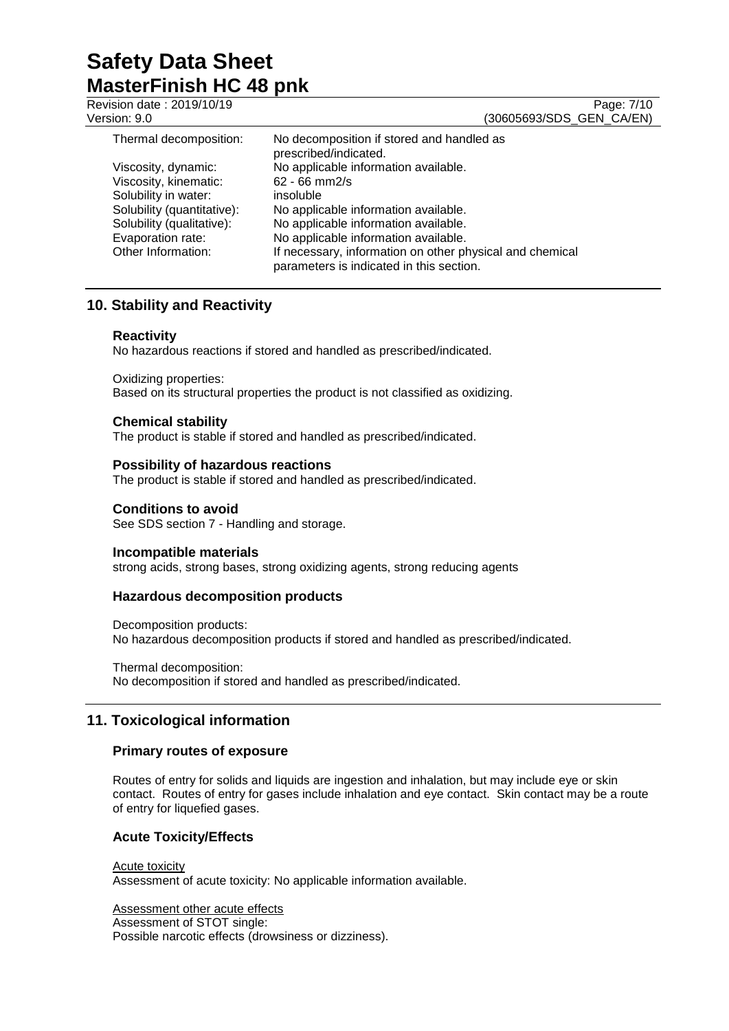| | |
|---|---|
| Thermal decomposition: | No decomposition if stored and handled as prescribed/indicated. |
| Viscosity, dynamic: | No applicable information available. |
| Viscosity, kinematic: | 62 - 66 mm2/s |
| Solubility in water: | insoluble |
| Solubility (quantitative): | No applicable information available. |
| Solubility (qualitative): | No applicable information available. |
| Evaporation rate: | No applicable information available. |
| Other Information: | If necessary, information on other physical and chemical parameters is indicated in this section. |

## 10. Stability and Reactivity

### Reactivity

No hazardous reactions if stored and handled as prescribed/indicated.

Oxidizing properties:
Based on its structural properties the product is not classified as oxidizing.

### Chemical stability

The product is stable if stored and handled as prescribed/indicated.

### Possibility of hazardous reactions

The product is stable if stored and handled as prescribed/indicated.

### Conditions to avoid

See SDS section 7 - Handling and storage.

### Incompatible materials

strong acids, strong bases, strong oxidizing agents, strong reducing agents

### Hazardous decomposition products

Decomposition products:
No hazardous decomposition products if stored and handled as prescribed/indicated.

Thermal decomposition:
No decomposition if stored and handled as prescribed/indicated.

## 11. Toxicological information

### Primary routes of exposure

Routes of entry for solids and liquids are ingestion and inhalation, but may include eye or skin contact. Routes of entry for gases include inhalation and eye contact. Skin contact may be a route of entry for liquefied gases.

### Acute Toxicity/Effects

Acute toxicity
Assessment of acute toxicity: No applicable information available.

Assessment other acute effects
Assessment of STOT single:
Possible narcotic effects (drowsiness or dizziness).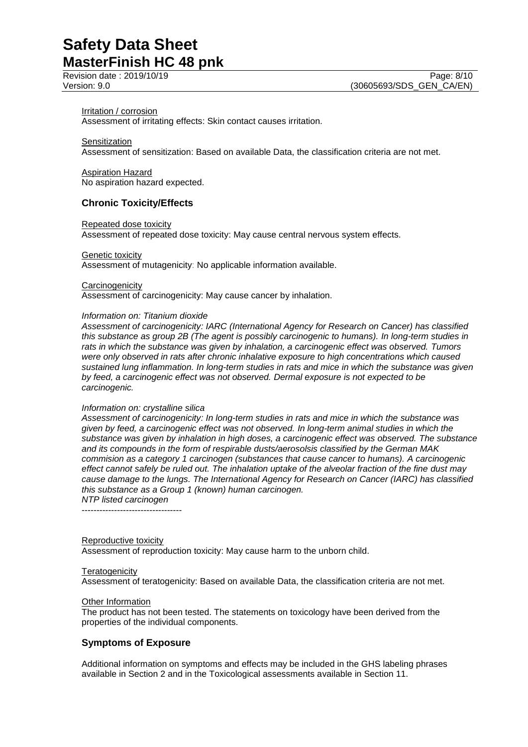Irritation / corrosion

Assessment of irritating effects: Skin contact causes irritation.

Sensitization

Assessment of sensitization: Based on available Data, the classification criteria are not met.

Aspiration Hazard

No aspiration hazard expected.

## Chronic Toxicity/Effects

Repeated dose toxicity

Assessment of repeated dose toxicity: May cause central nervous system effects.

Genetic toxicity

Assessment of mutagenicity: No applicable information available.

Carcinogenicity

Assessment of carcinogenicity: May cause cancer by inhalation.

*Information on: Titanium dioxide*

*Assessment of carcinogenicity: IARC (International Agency for Research on Cancer) has classified this substance as group 2B (The agent is possibly carcinogenic to humans). In long-term studies in rats in which the substance was given by inhalation, a carcinogenic effect was observed. Tumors were only observed in rats after chronic inhalative exposure to high concentrations which caused sustained lung inflammation. In long-term studies in rats and mice in which the substance was given by feed, a carcinogenic effect was not observed. Dermal exposure is not expected to be carcinogenic.*

*Information on: crystalline silica*

*Assessment of carcinogenicity: In long-term studies in rats and mice in which the substance was given by feed, a carcinogenic effect was not observed. In long-term animal studies in which the substance was given by inhalation in high doses, a carcinogenic effect was observed. The substance and its compounds in the form of respirable dusts/aerosolsis classified by the German MAK commision as a category 1 carcinogen (substances that cause cancer to humans). A carcinogenic effect cannot safely be ruled out. The inhalation uptake of the alveolar fraction of the fine dust may cause damage to the lungs. The International Agency for Research on Cancer (IARC) has classified this substance as a Group 1 (known) human carcinogen.*

*NTP listed carcinogen*

----------------------------------

Reproductive toxicity

Assessment of reproduction toxicity: May cause harm to the unborn child.

Teratogenicity

Assessment of teratogenicity: Based on available Data, the classification criteria are not met.

Other Information

The product has not been tested. The statements on toxicology have been derived from the properties of the individual components.

## Symptoms of Exposure

Additional information on symptoms and effects may be included in the GHS labeling phrases available in Section 2 and in the Toxicological assessments available in Section 11.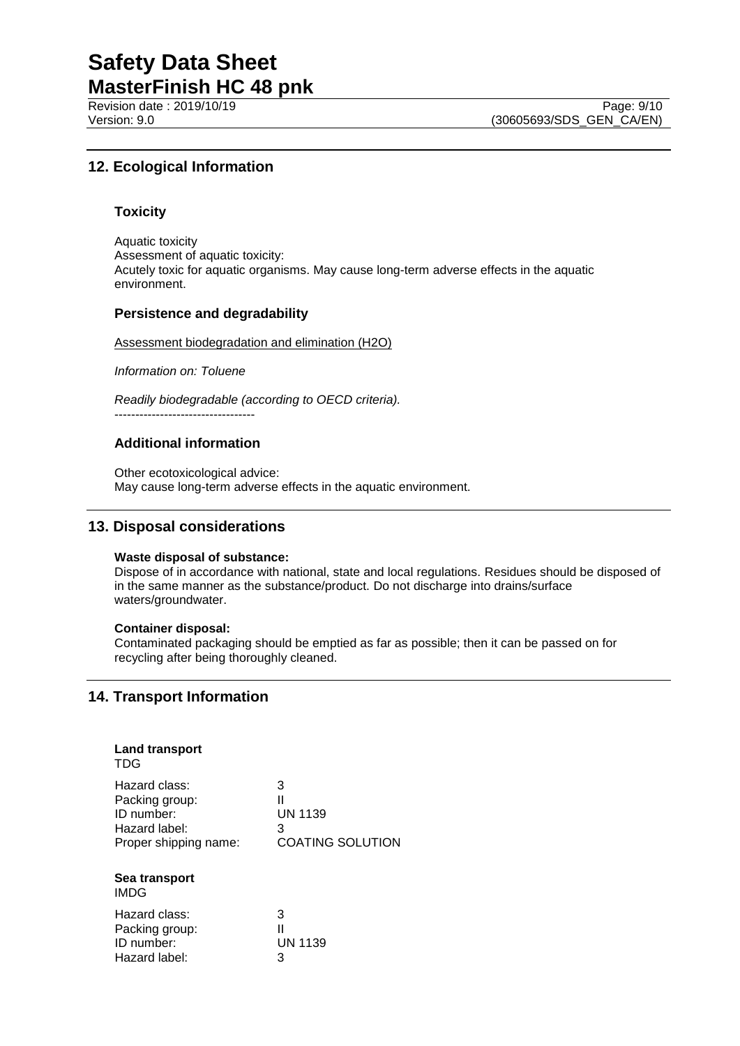## 12. Ecological Information

### Toxicity

Aquatic toxicity
Assessment of aquatic toxicity:
Acutely toxic for aquatic organisms. May cause long-term adverse effects in the aquatic environment.

### Persistence and degradability

Assessment biodegradation and elimination (H2O)

*Information on: Toluene*

*Readily biodegradable (according to OECD criteria).*
----------------------------------

### Additional information

Other ecotoxicological advice:
May cause long-term adverse effects in the aquatic environment.

## 13. Disposal considerations

**Waste disposal of substance:**
Dispose of in accordance with national, state and local regulations. Residues should be disposed of in the same manner as the substance/product. Do not discharge into drains/surface waters/groundwater.

**Container disposal:**
Contaminated packaging should be emptied as far as possible; then it can be passed on for recycling after being thoroughly cleaned.

## 14. Transport Information

**Land transport**
TDG

| | |
|---|---|
| Hazard class: | 3 |
| Packing group: | II |
| ID number: | UN 1139 |
| Hazard label: | 3 |
| Proper shipping name: | COATING SOLUTION |

**Sea transport**
IMDG

| | |
|---|---|
| Hazard class: | 3 |
| Packing group: | II |
| ID number: | UN 1139 |
| Hazard label: | 3 |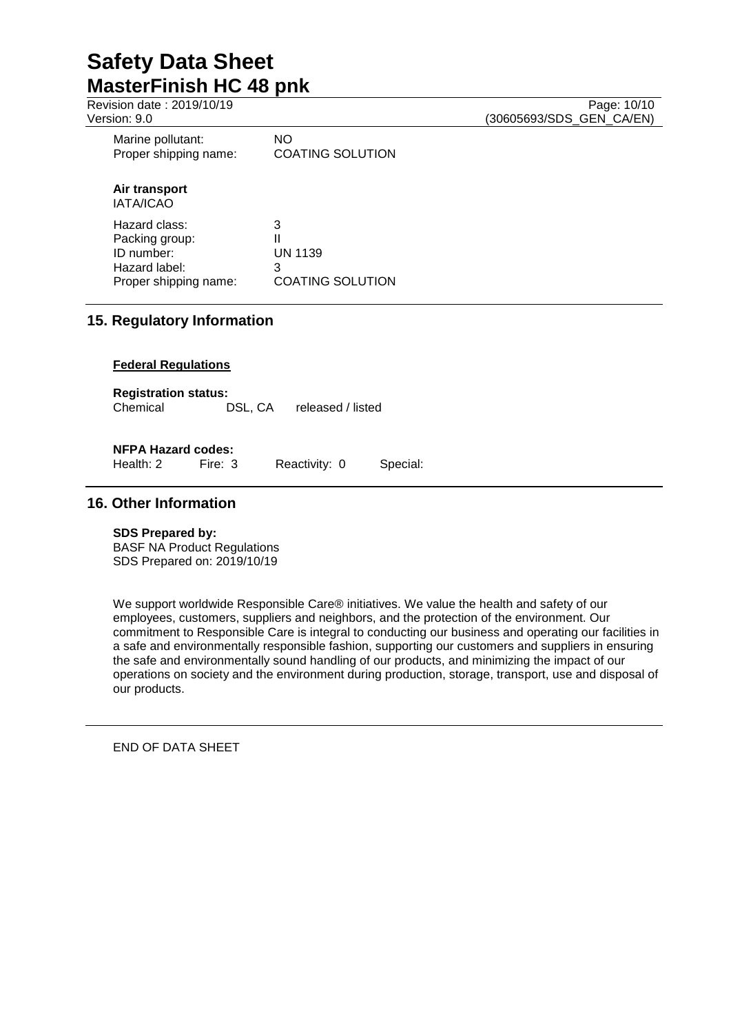| | |
|---|---|
| Marine pollutant: | NO |
| Proper shipping name: | COATING SOLUTION |

**Air transport**
IATA/ICAO

| | |
|---|---|
| Hazard class: | 3 |
| Packing group: | II |
| ID number: | UN 1139 |
| Hazard label: | 3 |
| Proper shipping name: | COATING SOLUTION |

## 15. Regulatory Information

**Federal Regulations**

**Registration status:**

| | | |
|---|---|---|
| Chemical | DSL, CA | released / listed |

**NFPA Hazard codes:**

| | | | |
|---|---|---|---|
| Health: 2 | Fire: 3 | Reactivity: 0 | Special: |

## 16. Other Information

**SDS Prepared by:**
BASF NA Product Regulations
SDS Prepared on: 2019/10/19

We support worldwide Responsible Care® initiatives. We value the health and safety of our employees, customers, suppliers and neighbors, and the protection of the environment. Our commitment to Responsible Care is integral to conducting our business and operating our facilities in a safe and environmentally responsible fashion, supporting our customers and suppliers in ensuring the safe and environmentally sound handling of our products, and minimizing the impact of our operations on society and the environment during production, storage, transport, use and disposal of our products.

END OF DATA SHEET